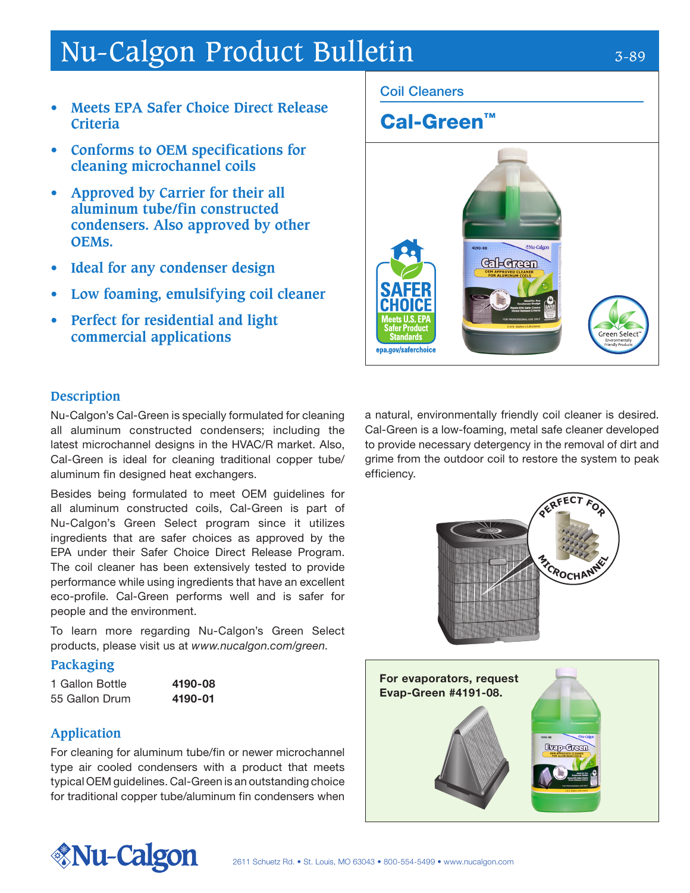# Nu-Calgon Product Bulletin

3-89

- **Meets EPA Safer Choice Direct Release Criteria**
- **Conforms to OEM specifications for cleaning microchannel coils**
- **Approved by Carrier for their all aluminum tube/fin constructed condensers. Also approved by other OEMs.**
- **Ideal for any condenser design**
- **Low foaming, emulsifying coil cleaner**
- **Perfect for residential and light commercial applications**

Coil Cleaners

## Cal-Green™

## Description

Nu-Calgon's Cal-Green is specially formulated for cleaning all aluminum constructed condensers; including the latest microchannel designs in the HVAC/R market. Also, Cal-Green is ideal for cleaning traditional copper tube/aluminum fin designed heat exchangers.

Besides being formulated to meet OEM guidelines for all aluminum constructed coils, Cal-Green is part of Nu-Calgon's Green Select program since it utilizes ingredients that are safer choices as approved by the EPA under their Safer Choice Direct Release Program. The coil cleaner has been extensively tested to provide performance while using ingredients that have an excellent eco-profile. Cal-Green performs well and is safer for people and the environment.

To learn more regarding Nu-Calgon's Green Select products, please visit us at *www.nucalgon.com/green*.

## Packaging

| | |
|---|---|
| 1 Gallon Bottle | **4190-08** |
| 55 Gallon Drum | **4190-01** |

## Application

For cleaning for aluminum tube/fin or newer microchannel type air cooled condensers with a product that meets typical OEM guidelines. Cal-Green is an outstanding choice for traditional copper tube/aluminum fin condensers when a natural, environmentally friendly coil cleaner is desired. Cal-Green is a low-foaming, metal safe cleaner developed to provide necessary detergency in the removal of dirt and grime from the outdoor coil to restore the system to peak efficiency.

**For evaporators, request Evap-Green #4191-08.**

2611 Schuetz Rd. • St. Louis, MO 63043 • 800-554-5499 • www.nucalgon.com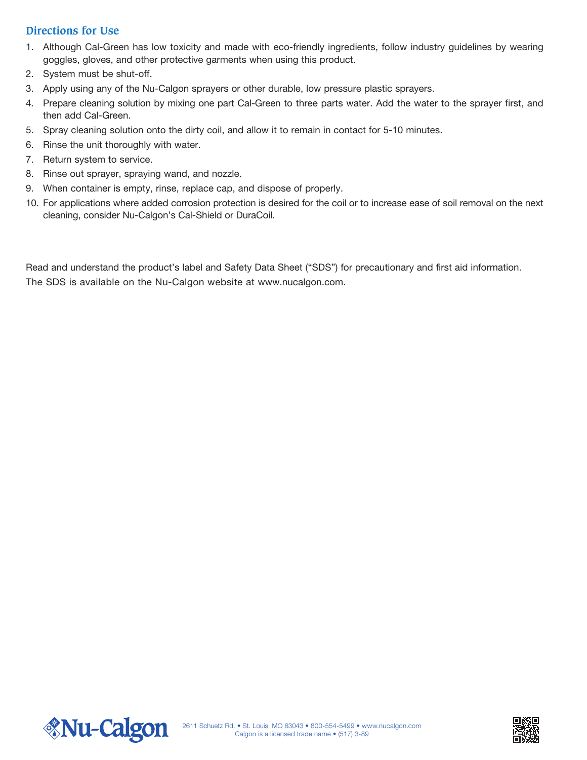## Directions for Use

1. Although Cal-Green has low toxicity and made with eco-friendly ingredients, follow industry guidelines by wearing goggles, gloves, and other protective garments when using this product.
2. System must be shut-off.
3. Apply using any of the Nu-Calgon sprayers or other durable, low pressure plastic sprayers.
4. Prepare cleaning solution by mixing one part Cal-Green to three parts water. Add the water to the sprayer first, and then add Cal-Green.
5. Spray cleaning solution onto the dirty coil, and allow it to remain in contact for 5-10 minutes.
6. Rinse the unit thoroughly with water.
7. Return system to service.
8. Rinse out sprayer, spraying wand, and nozzle.
9. When container is empty, rinse, replace cap, and dispose of properly.
10. For applications where added corrosion protection is desired for the coil or to increase ease of soil removal on the next cleaning, consider Nu-Calgon's Cal-Shield or DuraCoil.

Read and understand the product's label and Safety Data Sheet ("SDS") for precautionary and first aid information. The SDS is available on the Nu-Calgon website at www.nucalgon.com.

Nu-Calgon

2611 Schuetz Rd. • St. Louis, MO 63043 • 800-554-5499 • www.nucalgon.com
Calgon is a licensed trade name • (517) 3-89